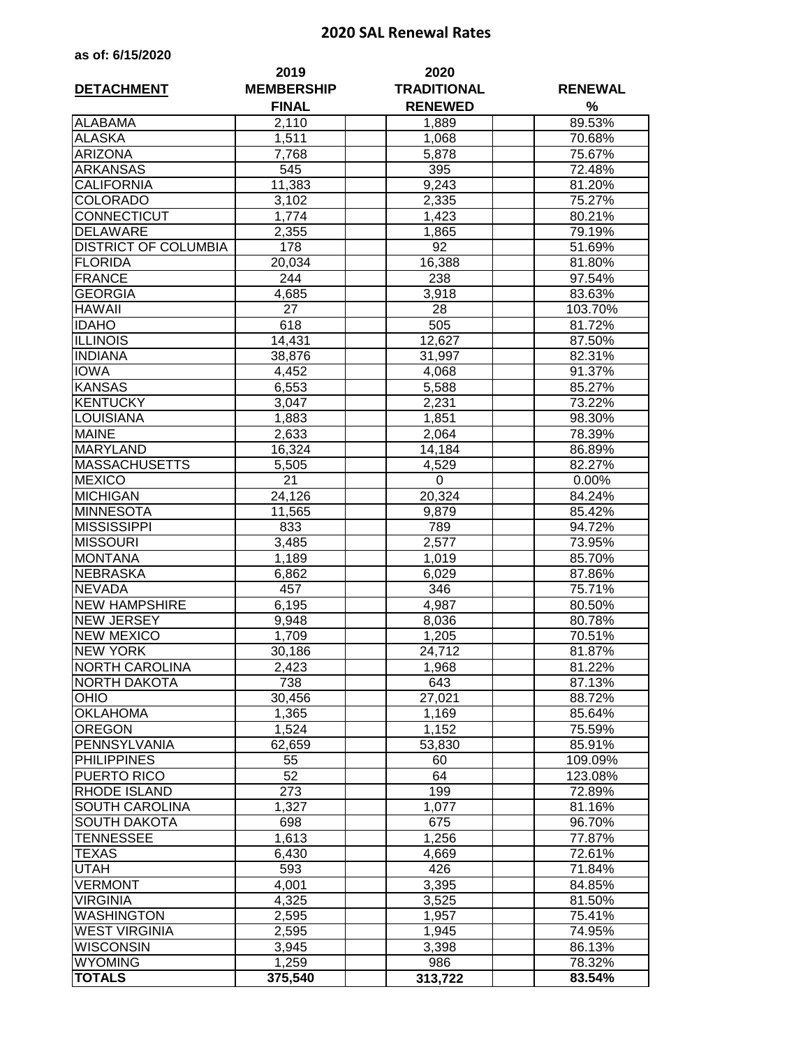# 2020 SAL Renewal Rates

**as of: 6/15/2020**

| DETACHMENT | 2019 MEMBERSHIP FINAL | 2020 TRADITIONAL RENEWED | RENEWAL % |
|---|---|---|---|
| ALABAMA | 2,110 | 1,889 | 89.53% |
| ALASKA | 1,511 | 1,068 | 70.68% |
| ARIZONA | 7,768 | 5,878 | 75.67% |
| ARKANSAS | 545 | 395 | 72.48% |
| CALIFORNIA | 11,383 | 9,243 | 81.20% |
| COLORADO | 3,102 | 2,335 | 75.27% |
| CONNECTICUT | 1,774 | 1,423 | 80.21% |
| DELAWARE | 2,355 | 1,865 | 79.19% |
| DISTRICT OF COLUMBIA | 178 | 92 | 51.69% |
| FLORIDA | 20,034 | 16,388 | 81.80% |
| FRANCE | 244 | 238 | 97.54% |
| GEORGIA | 4,685 | 3,918 | 83.63% |
| HAWAII | 27 | 28 | 103.70% |
| IDAHO | 618 | 505 | 81.72% |
| ILLINOIS | 14,431 | 12,627 | 87.50% |
| INDIANA | 38,876 | 31,997 | 82.31% |
| IOWA | 4,452 | 4,068 | 91.37% |
| KANSAS | 6,553 | 5,588 | 85.27% |
| KENTUCKY | 3,047 | 2,231 | 73.22% |
| LOUISIANA | 1,883 | 1,851 | 98.30% |
| MAINE | 2,633 | 2,064 | 78.39% |
| MARYLAND | 16,324 | 14,184 | 86.89% |
| MASSACHUSETTS | 5,505 | 4,529 | 82.27% |
| MEXICO | 21 | 0 | 0.00% |
| MICHIGAN | 24,126 | 20,324 | 84.24% |
| MINNESOTA | 11,565 | 9,879 | 85.42% |
| MISSISSIPPI | 833 | 789 | 94.72% |
| MISSOURI | 3,485 | 2,577 | 73.95% |
| MONTANA | 1,189 | 1,019 | 85.70% |
| NEBRASKA | 6,862 | 6,029 | 87.86% |
| NEVADA | 457 | 346 | 75.71% |
| NEW HAMPSHIRE | 6,195 | 4,987 | 80.50% |
| NEW JERSEY | 9,948 | 8,036 | 80.78% |
| NEW MEXICO | 1,709 | 1,205 | 70.51% |
| NEW YORK | 30,186 | 24,712 | 81.87% |
| NORTH CAROLINA | 2,423 | 1,968 | 81.22% |
| NORTH DAKOTA | 738 | 643 | 87.13% |
| OHIO | 30,456 | 27,021 | 88.72% |
| OKLAHOMA | 1,365 | 1,169 | 85.64% |
| OREGON | 1,524 | 1,152 | 75.59% |
| PENNSYLVANIA | 62,659 | 53,830 | 85.91% |
| PHILIPPINES | 55 | 60 | 109.09% |
| PUERTO RICO | 52 | 64 | 123.08% |
| RHODE ISLAND | 273 | 199 | 72.89% |
| SOUTH CAROLINA | 1,327 | 1,077 | 81.16% |
| SOUTH DAKOTA | 698 | 675 | 96.70% |
| TENNESSEE | 1,613 | 1,256 | 77.87% |
| TEXAS | 6,430 | 4,669 | 72.61% |
| UTAH | 593 | 426 | 71.84% |
| VERMONT | 4,001 | 3,395 | 84.85% |
| VIRGINIA | 4,325 | 3,525 | 81.50% |
| WASHINGTON | 2,595 | 1,957 | 75.41% |
| WEST VIRGINIA | 2,595 | 1,945 | 74.95% |
| WISCONSIN | 3,945 | 3,398 | 86.13% |
| WYOMING | 1,259 | 986 | 78.32% |
| **TOTALS** | **375,540** | **313,722** | **83.54%** |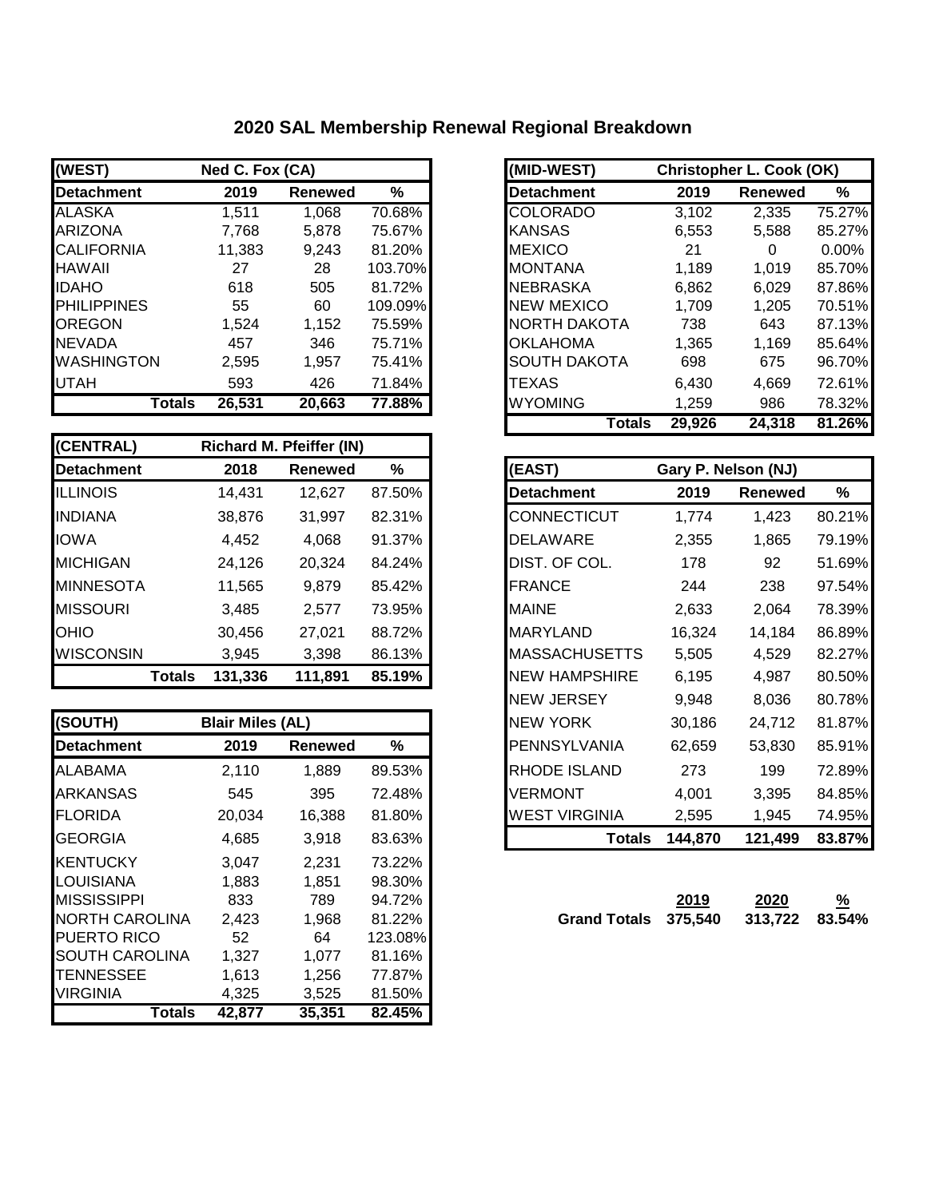# 2020 SAL Membership Renewal Regional Breakdown

| (WEST) | Ned C. Fox (CA) | | |
|---|---|---|---|
| Detachment | 2019 | Renewed | % |
| ALASKA | 1,511 | 1,068 | 70.68% |
| ARIZONA | 7,768 | 5,878 | 75.67% |
| CALIFORNIA | 11,383 | 9,243 | 81.20% |
| HAWAII | 27 | 28 | 103.70% |
| IDAHO | 618 | 505 | 81.72% |
| PHILIPPINES | 55 | 60 | 109.09% |
| OREGON | 1,524 | 1,152 | 75.59% |
| NEVADA | 457 | 346 | 75.71% |
| WASHINGTON | 2,595 | 1,957 | 75.41% |
| UTAH | 593 | 426 | 71.84% |
| **Totals** | **26,531** | **20,663** | **77.88%** |

| (MID-WEST) | Christopher L. Cook (OK) | | |
|---|---|---|---|
| Detachment | 2019 | Renewed | % |
| COLORADO | 3,102 | 2,335 | 75.27% |
| KANSAS | 6,553 | 5,588 | 85.27% |
| MEXICO | 21 | 0 | 0.00% |
| MONTANA | 1,189 | 1,019 | 85.70% |
| NEBRASKA | 6,862 | 6,029 | 87.86% |
| NEW MEXICO | 1,709 | 1,205 | 70.51% |
| NORTH DAKOTA | 738 | 643 | 87.13% |
| OKLAHOMA | 1,365 | 1,169 | 85.64% |
| SOUTH DAKOTA | 698 | 675 | 96.70% |
| TEXAS | 6,430 | 4,669 | 72.61% |
| WYOMING | 1,259 | 986 | 78.32% |
| **Totals** | **29,926** | **24,318** | **81.26%** |

| (CENTRAL) | Richard M. Pfeiffer (IN) | | |
|---|---|---|---|
| Detachment | 2018 | Renewed | % |
| ILLINOIS | 14,431 | 12,627 | 87.50% |
| INDIANA | 38,876 | 31,997 | 82.31% |
| IOWA | 4,452 | 4,068 | 91.37% |
| MICHIGAN | 24,126 | 20,324 | 84.24% |
| MINNESOTA | 11,565 | 9,879 | 85.42% |
| MISSOURI | 3,485 | 2,577 | 73.95% |
| OHIO | 30,456 | 27,021 | 88.72% |
| WISCONSIN | 3,945 | 3,398 | 86.13% |
| **Totals** | **131,336** | **111,891** | **85.19%** |

| (EAST) | Gary P. Nelson (NJ) | | |
|---|---|---|---|
| Detachment | 2019 | Renewed | % |
| CONNECTICUT | 1,774 | 1,423 | 80.21% |
| DELAWARE | 2,355 | 1,865 | 79.19% |
| DIST. OF COL. | 178 | 92 | 51.69% |
| FRANCE | 244 | 238 | 97.54% |
| MAINE | 2,633 | 2,064 | 78.39% |
| MARYLAND | 16,324 | 14,184 | 86.89% |
| MASSACHUSETTS | 5,505 | 4,529 | 82.27% |
| NEW HAMPSHIRE | 6,195 | 4,987 | 80.50% |
| NEW JERSEY | 9,948 | 8,036 | 80.78% |
| NEW YORK | 30,186 | 24,712 | 81.87% |
| PENNSYLVANIA | 62,659 | 53,830 | 85.91% |
| RHODE ISLAND | 273 | 199 | 72.89% |
| VERMONT | 4,001 | 3,395 | 84.85% |
| WEST VIRGINIA | 2,595 | 1,945 | 74.95% |
| **Totals** | **144,870** | **121,499** | **83.87%** |

| (SOUTH) | Blair Miles (AL) | | |
|---|---|---|---|
| Detachment | 2019 | Renewed | % |
| ALABAMA | 2,110 | 1,889 | 89.53% |
| ARKANSAS | 545 | 395 | 72.48% |
| FLORIDA | 20,034 | 16,388 | 81.80% |
| GEORGIA | 4,685 | 3,918 | 83.63% |
| KENTUCKY | 3,047 | 2,231 | 73.22% |
| LOUISIANA | 1,883 | 1,851 | 98.30% |
| MISSISSIPPI | 833 | 789 | 94.72% |
| NORTH CAROLINA | 2,423 | 1,968 | 81.22% |
| PUERTO RICO | 52 | 64 | 123.08% |
| SOUTH CAROLINA | 1,327 | 1,077 | 81.16% |
| TENNESSEE | 1,613 | 1,256 | 77.87% |
| VIRGINIA | 4,325 | 3,525 | 81.50% |
| **Totals** | **42,877** | **35,351** | **82.45%** |

| | 2019 | 2020 | % |
|---|---|---|---|
| **Grand Totals** | **375,540** | **313,722** | **83.54%** |